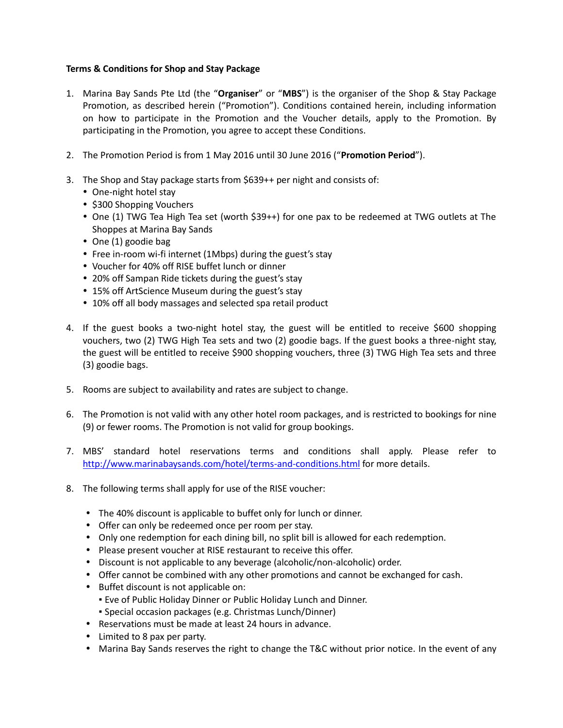**Terms & Conditions for Shop and Stay Package**

1. Marina Bay Sands Pte Ltd (the "**Organiser**" or "**MBS**") is the organiser of the Shop & Stay Package Promotion, as described herein ("Promotion"). Conditions contained herein, including information on how to participate in the Promotion and the Voucher details, apply to the Promotion. By participating in the Promotion, you agree to accept these Conditions.

2. The Promotion Period is from 1 May 2016 until 30 June 2016 ("**Promotion Period**").

3. The Shop and Stay package starts from $639++ per night and consists of:
   - One-night hotel stay
   - $300 Shopping Vouchers
   - One (1) TWG Tea High Tea set (worth $39++) for one pax to be redeemed at TWG outlets at The Shoppes at Marina Bay Sands
   - One (1) goodie bag
   - Free in-room wi-fi internet (1Mbps) during the guest's stay
   - Voucher for 40% off RISE buffet lunch or dinner
   - 20% off Sampan Ride tickets during the guest's stay
   - 15% off ArtScience Museum during the guest's stay
   - 10% off all body massages and selected spa retail product

4. If the guest books a two-night hotel stay, the guest will be entitled to receive $600 shopping vouchers, two (2) TWG High Tea sets and two (2) goodie bags. If the guest books a three-night stay, the guest will be entitled to receive $900 shopping vouchers, three (3) TWG High Tea sets and three (3) goodie bags.

5. Rooms are subject to availability and rates are subject to change.

6. The Promotion is not valid with any other hotel room packages, and is restricted to bookings for nine (9) or fewer rooms. The Promotion is not valid for group bookings.

7. MBS' standard hotel reservations terms and conditions shall apply. Please refer to http://www.marinabaysands.com/hotel/terms-and-conditions.html for more details.

8. The following terms shall apply for use of the RISE voucher:

   - The 40% discount is applicable to buffet only for lunch or dinner.
   - Offer can only be redeemed once per room per stay.
   - Only one redemption for each dining bill, no split bill is allowed for each redemption.
   - Please present voucher at RISE restaurant to receive this offer.
   - Discount is not applicable to any beverage (alcoholic/non-alcoholic) order.
   - Offer cannot be combined with any other promotions and cannot be exchanged for cash.
   - Buffet discount is not applicable on:
     - Eve of Public Holiday Dinner or Public Holiday Lunch and Dinner.
     - Special occasion packages (e.g. Christmas Lunch/Dinner)
   - Reservations must be made at least 24 hours in advance.
   - Limited to 8 pax per party.
   - Marina Bay Sands reserves the right to change the T&C without prior notice. In the event of any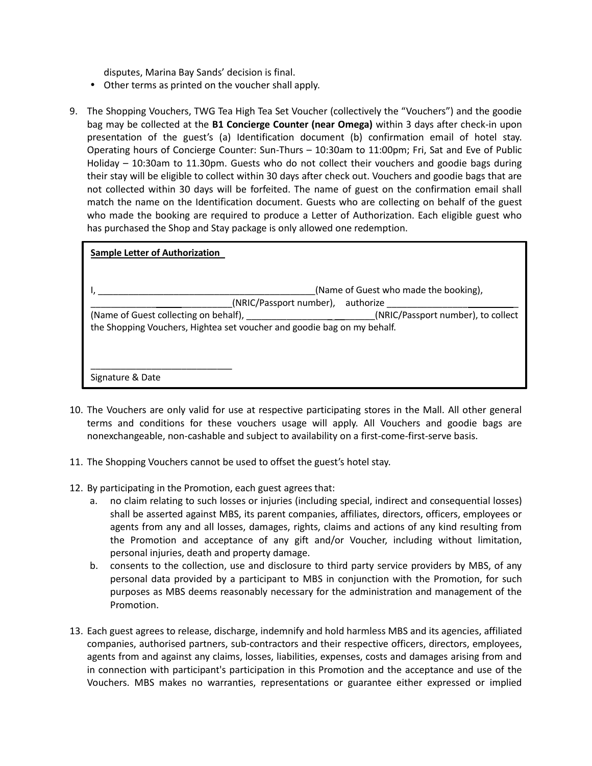disputes, Marina Bay Sands' decision is final.
- Other terms as printed on the voucher shall apply.

9. The Shopping Vouchers, TWG Tea High Tea Set Voucher (collectively the "Vouchers") and the goodie bag may be collected at the **B1 Concierge Counter (near Omega)** within 3 days after check-in upon presentation of the guest's (a) Identification document (b) confirmation email of hotel stay. Operating hours of Concierge Counter: Sun-Thurs – 10:30am to 11:00pm; Fri, Sat and Eve of Public Holiday – 10:30am to 11.30pm. Guests who do not collect their vouchers and goodie bags during their stay will be eligible to collect within 30 days after check out. Vouchers and goodie bags that are not collected within 30 days will be forfeited. The name of guest on the confirmation email shall match the name on the Identification document. Guests who are collecting on behalf of the guest who made the booking are required to produce a Letter of Authorization. Each eligible guest who has purchased the Shop and Stay package is only allowed one redemption.

> **Sample Letter of Authorization**
>
> I, ___________________________________________(Name of Guest who made the booking), ___________________________(NRIC/Passport number), authorize __________________________ (Name of Guest collecting on behalf), ___________________(NRIC/Passport number), to collect the Shopping Vouchers, Hightea set voucher and goodie bag on my behalf.
>
> ____________________________
>
> Signature & Date

10. The Vouchers are only valid for use at respective participating stores in the Mall. All other general terms and conditions for these vouchers usage will apply. All Vouchers and goodie bags are nonexchangeable, non-cashable and subject to availability on a first-come-first-serve basis.

11. The Shopping Vouchers cannot be used to offset the guest's hotel stay.

12. By participating in the Promotion, each guest agrees that:
    a. no claim relating to such losses or injuries (including special, indirect and consequential losses) shall be asserted against MBS, its parent companies, affiliates, directors, officers, employees or agents from any and all losses, damages, rights, claims and actions of any kind resulting from the Promotion and acceptance of any gift and/or Voucher, including without limitation, personal injuries, death and property damage.
    b. consents to the collection, use and disclosure to third party service providers by MBS, of any personal data provided by a participant to MBS in conjunction with the Promotion, for such purposes as MBS deems reasonably necessary for the administration and management of the Promotion.

13. Each guest agrees to release, discharge, indemnify and hold harmless MBS and its agencies, affiliated companies, authorised partners, sub-contractors and their respective officers, directors, employees, agents from and against any claims, losses, liabilities, expenses, costs and damages arising from and in connection with participant's participation in this Promotion and the acceptance and use of the Vouchers. MBS makes no warranties, representations or guarantee either expressed or implied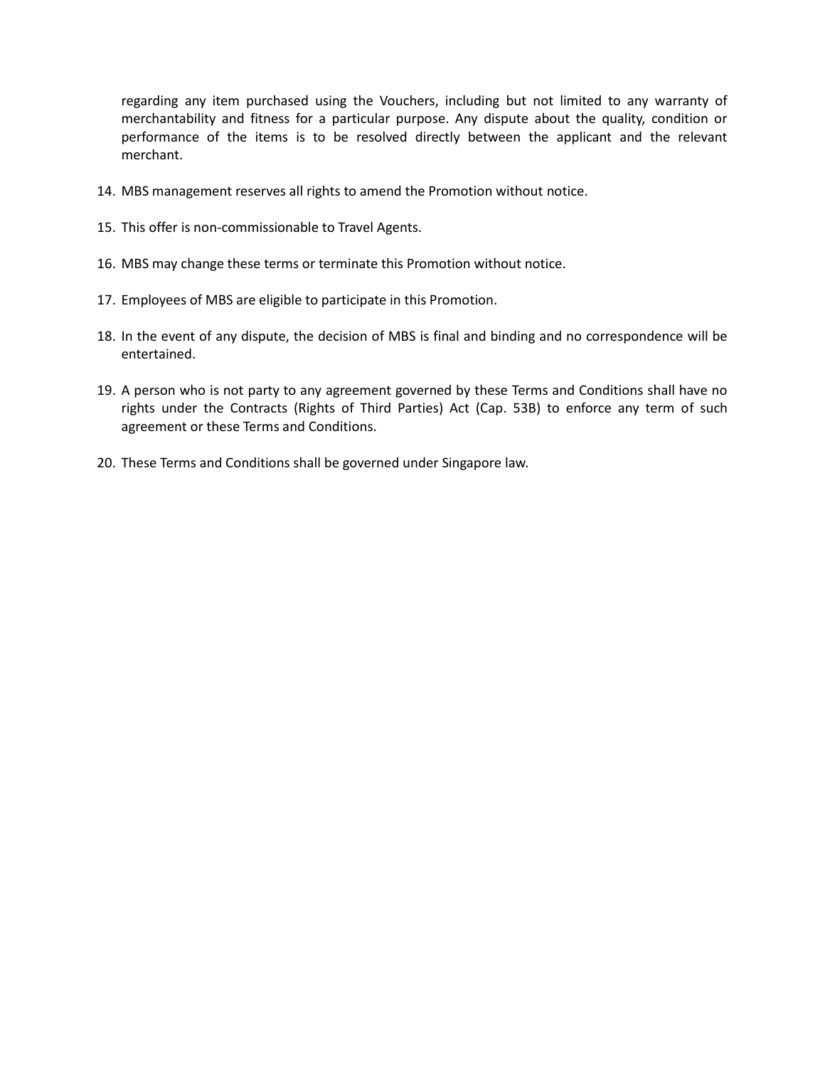regarding any item purchased using the Vouchers, including but not limited to any warranty of merchantability and fitness for a particular purpose. Any dispute about the quality, condition or performance of the items is to be resolved directly between the applicant and the relevant merchant.

14. MBS management reserves all rights to amend the Promotion without notice.

15. This offer is non-commissionable to Travel Agents.

16. MBS may change these terms or terminate this Promotion without notice.

17. Employees of MBS are eligible to participate in this Promotion.

18. In the event of any dispute, the decision of MBS is final and binding and no correspondence will be entertained.

19. A person who is not party to any agreement governed by these Terms and Conditions shall have no rights under the Contracts (Rights of Third Parties) Act (Cap. 53B) to enforce any term of such agreement or these Terms and Conditions.

20. These Terms and Conditions shall be governed under Singapore law.